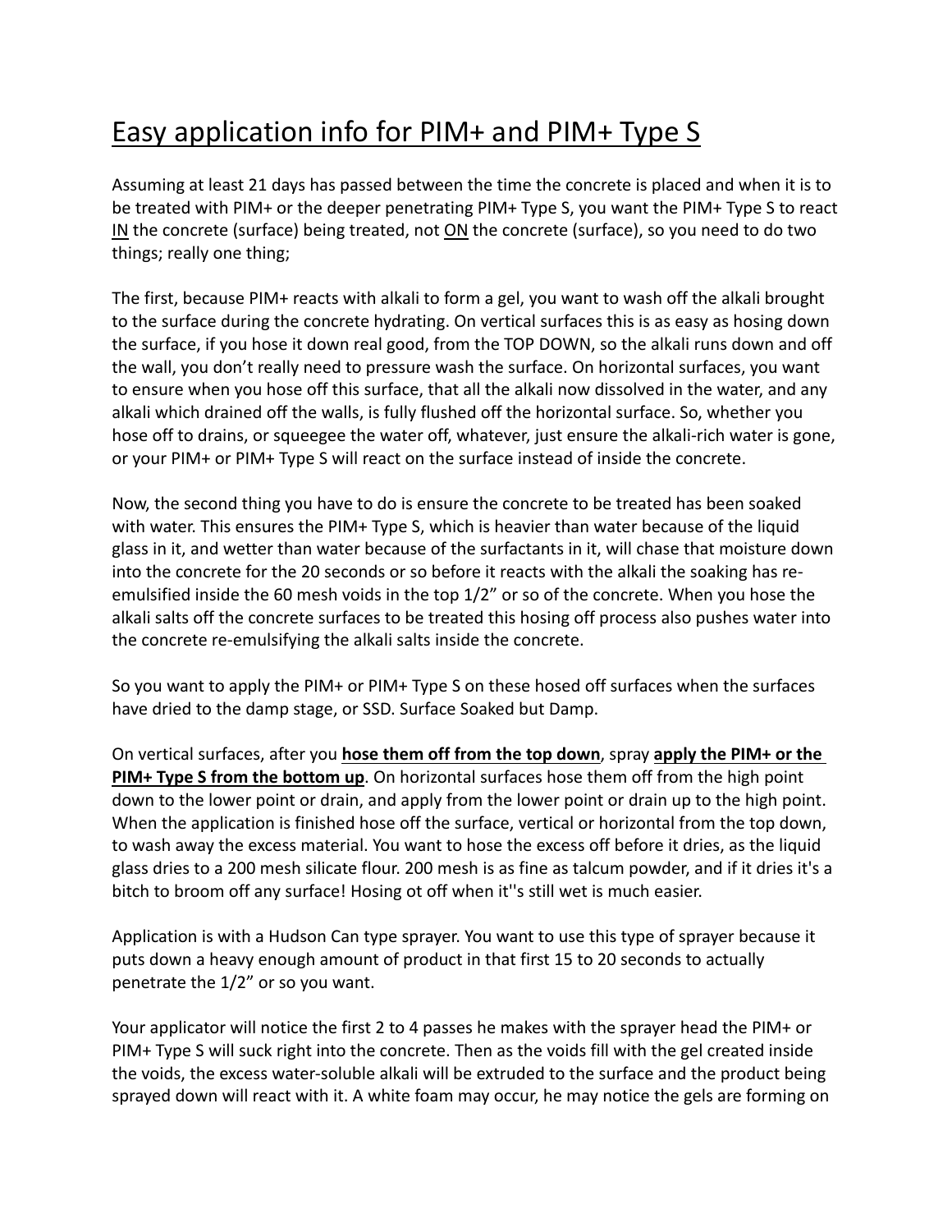# Easy application info for PIM+ and PIM+ Type S

Assuming at least 21 days has passed between the time the concrete is placed and when it is to be treated with PIM+ or the deeper penetrating PIM+ Type S, you want the PIM+ Type S to react <u>IN</u> the concrete (surface) being treated, not <u>ON</u> the concrete (surface), so you need to do two things; really one thing;

The first, because PIM+ reacts with alkali to form a gel, you want to wash off the alkali brought to the surface during the concrete hydrating. On vertical surfaces this is as easy as hosing down the surface, if you hose it down real good, from the TOP DOWN, so the alkali runs down and off the wall, you don't really need to pressure wash the surface. On horizontal surfaces, you want to ensure when you hose off this surface, that all the alkali now dissolved in the water, and any alkali which drained off the walls, is fully flushed off the horizontal surface. So, whether you hose off to drains, or squeegee the water off, whatever, just ensure the alkali-rich water is gone, or your PIM+ or PIM+ Type S will react on the surface instead of inside the concrete.

Now, the second thing you have to do is ensure the concrete to be treated has been soaked with water. This ensures the PIM+ Type S, which is heavier than water because of the liquid glass in it, and wetter than water because of the surfactants in it, will chase that moisture down into the concrete for the 20 seconds or so before it reacts with the alkali the soaking has re-emulsified inside the 60 mesh voids in the top 1/2" or so of the concrete. When you hose the alkali salts off the concrete surfaces to be treated this hosing off process also pushes water into the concrete re-emulsifying the alkali salts inside the concrete.

So you want to apply the PIM+ or PIM+ Type S on these hosed off surfaces when the surfaces have dried to the damp stage, or SSD. Surface Soaked but Damp.

On vertical surfaces, after you <u>**hose them off from the top down**</u>, spray <u>**apply the PIM+ or the PIM+ Type S from the bottom up**</u>. On horizontal surfaces hose them off from the high point down to the lower point or drain, and apply from the lower point or drain up to the high point. When the application is finished hose off the surface, vertical or horizontal from the top down, to wash away the excess material. You want to hose the excess off before it dries, as the liquid glass dries to a 200 mesh silicate flour. 200 mesh is as fine as talcum powder, and if it dries it's a bitch to broom off any surface! Hosing ot off when it''s still wet is much easier.

Application is with a Hudson Can type sprayer. You want to use this type of sprayer because it puts down a heavy enough amount of product in that first 15 to 20 seconds to actually penetrate the 1/2" or so you want.

Your applicator will notice the first 2 to 4 passes he makes with the sprayer head the PIM+ or PIM+ Type S will suck right into the concrete. Then as the voids fill with the gel created inside the voids, the excess water-soluble alkali will be extruded to the surface and the product being sprayed down will react with it. A white foam may occur, he may notice the gels are forming on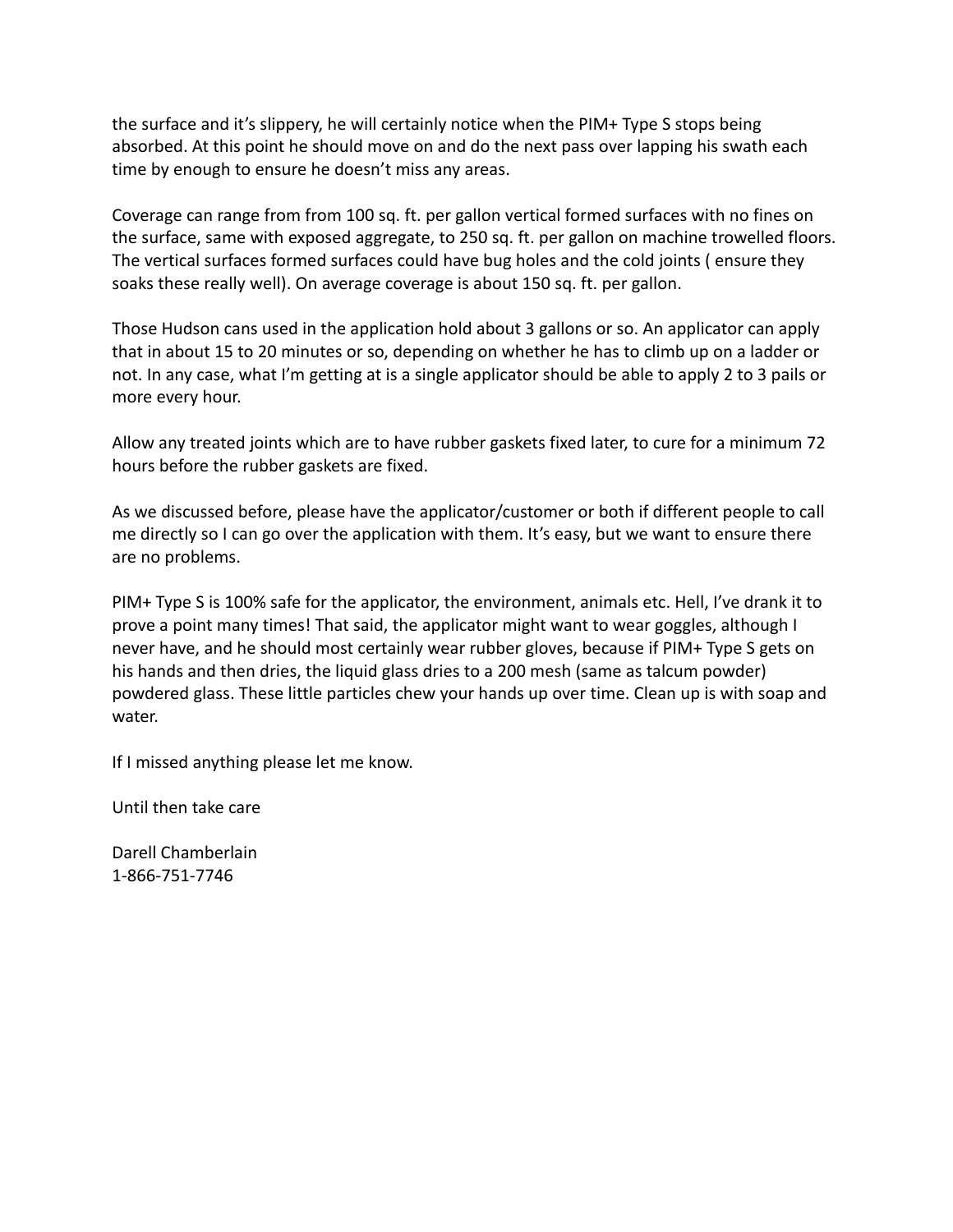the surface and it's slippery, he will certainly notice when the PIM+ Type S stops being absorbed. At this point he should move on and do the next pass over lapping his swath each time by enough to ensure he doesn't miss any areas.

Coverage can range from from 100 sq. ft. per gallon vertical formed surfaces with no fines on the surface, same with exposed aggregate, to 250 sq. ft. per gallon on machine trowelled floors. The vertical surfaces formed surfaces could have bug holes and the cold joints ( ensure they soaks these really well). On average coverage is about 150 sq. ft. per gallon.

Those Hudson cans used in the application hold about 3 gallons or so. An applicator can apply that in about 15 to 20 minutes or so, depending on whether he has to climb up on a ladder or not. In any case, what I'm getting at is a single applicator should be able to apply 2 to 3 pails or more every hour.

Allow any treated joints which are to have rubber gaskets fixed later, to cure for a minimum 72 hours before the rubber gaskets are fixed.

As we discussed before, please have the applicator/customer or both if different people to call me directly so I can go over the application with them. It's easy, but we want to ensure there are no problems.

PIM+ Type S is 100% safe for the applicator, the environment, animals etc. Hell, I've drank it to prove a point many times! That said, the applicator might want to wear goggles, although I never have, and he should most certainly wear rubber gloves, because if PIM+ Type S gets on his hands and then dries, the liquid glass dries to a 200 mesh (same as talcum powder) powdered glass. These little particles chew your hands up over time. Clean up is with soap and water.

If I missed anything please let me know.

Until then take care

Darell Chamberlain
1-866-751-7746